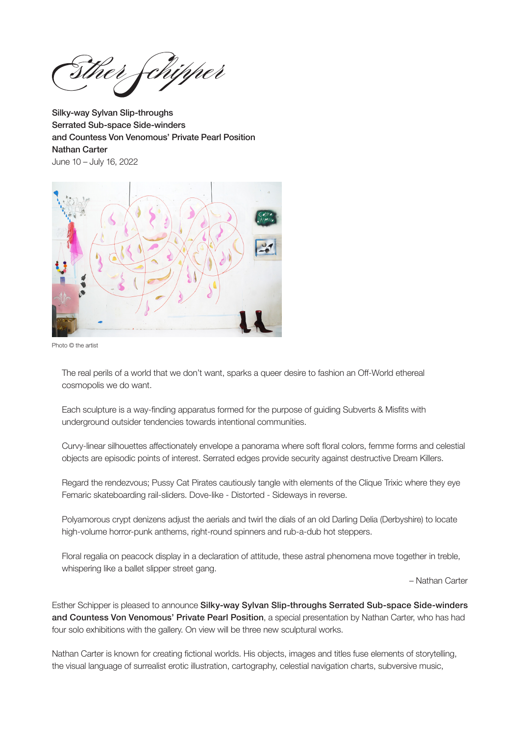Esther Schipper

**Silky-way Sylvan Slip-throughs**
**Serrated Sub-space Side-winders**
**and Countess Von Venomous' Private Pearl Position**
**Nathan Carter**
June 10 – July 16, 2022

Photo © the artist

The real perils of a world that we don't want, sparks a queer desire to fashion an Off-World ethereal cosmopolis we do want.

Each sculpture is a way-finding apparatus formed for the purpose of guiding Subverts & Misfits with underground outsider tendencies towards intentional communities.

Curvy-linear silhouettes affectionately envelope a panorama where soft floral colors, femme forms and celestial objects are episodic points of interest. Serrated edges provide security against destructive Dream Killers.

Regard the rendezvous; Pussy Cat Pirates cautiously tangle with elements of the Clique Trixic where they eye Femaric skateboarding rail-sliders. Dove-like - Distorted - Sideways in reverse.

Polyamorous crypt denizens adjust the aerials and twirl the dials of an old Darling Delia (Derbyshire) to locate high-volume horror-punk anthems, right-round spinners and rub-a-dub hot steppers.

Floral regalia on peacock display in a declaration of attitude, these astral phenomena move together in treble, whispering like a ballet slipper street gang.

– Nathan Carter

Esther Schipper is pleased to announce **Silky-way Sylvan Slip-throughs Serrated Sub-space Side-winders and Countess Von Venomous' Private Pearl Position**, a special presentation by Nathan Carter, who has had four solo exhibitions with the gallery. On view will be three new sculptural works.

Nathan Carter is known for creating fictional worlds. His objects, images and titles fuse elements of storytelling, the visual language of surrealist erotic illustration, cartography, celestial navigation charts, subversive music,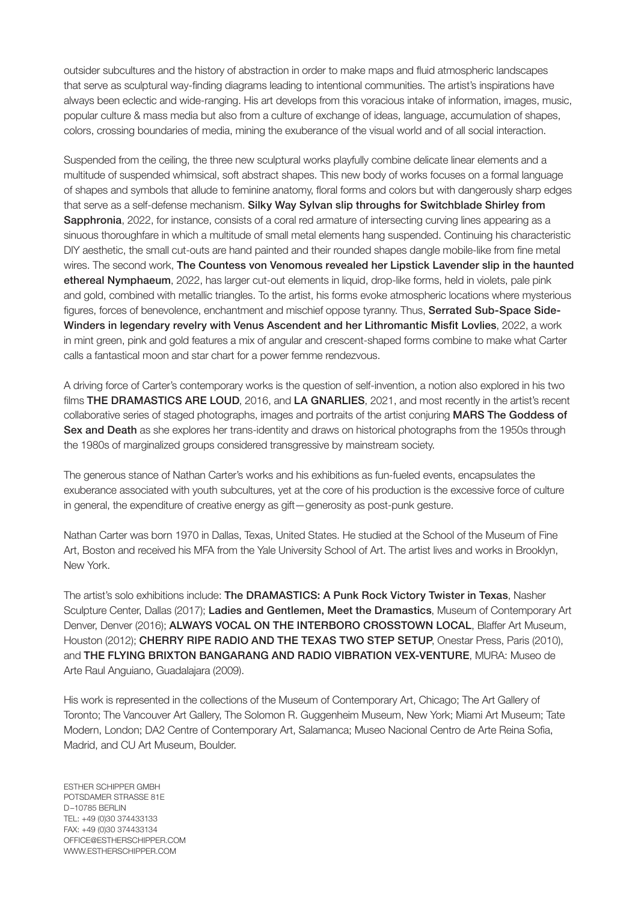outsider subcultures and the history of abstraction in order to make maps and fluid atmospheric landscapes that serve as sculptural way-finding diagrams leading to intentional communities. The artist's inspirations have always been eclectic and wide-ranging. His art develops from this voracious intake of information, images, music, popular culture & mass media but also from a culture of exchange of ideas, language, accumulation of shapes, colors, crossing boundaries of media, mining the exuberance of the visual world and of all social interaction.

Suspended from the ceiling, the three new sculptural works playfully combine delicate linear elements and a multitude of suspended whimsical, soft abstract shapes. This new body of works focuses on a formal language of shapes and symbols that allude to feminine anatomy, floral forms and colors but with dangerously sharp edges that serve as a self-defense mechanism. **Silky Way Sylvan slip throughs for Switchblade Shirley from Sapphronia**, 2022, for instance, consists of a coral red armature of intersecting curving lines appearing as a sinuous thoroughfare in which a multitude of small metal elements hang suspended. Continuing his characteristic DIY aesthetic, the small cut-outs are hand painted and their rounded shapes dangle mobile-like from fine metal wires. The second work, **The Countess von Venomous revealed her Lipstick Lavender slip in the haunted ethereal Nymphaeum**, 2022, has larger cut-out elements in liquid, drop-like forms, held in violets, pale pink and gold, combined with metallic triangles. To the artist, his forms evoke atmospheric locations where mysterious figures, forces of benevolence, enchantment and mischief oppose tyranny. Thus, **Serrated Sub-Space Side-Winders in legendary revelry with Venus Ascendent and her Lithromantic Misfit Lovlies**, 2022, a work in mint green, pink and gold features a mix of angular and crescent-shaped forms combine to make what Carter calls a fantastical moon and star chart for a power femme rendezvous.

A driving force of Carter's contemporary works is the question of self-invention, a notion also explored in his two films **THE DRAMASTICS ARE LOUD**, 2016, and **LA GNARLIES**, 2021, and most recently in the artist's recent collaborative series of staged photographs, images and portraits of the artist conjuring **MARS The Goddess of Sex and Death** as she explores her trans-identity and draws on historical photographs from the 1950s through the 1980s of marginalized groups considered transgressive by mainstream society.

The generous stance of Nathan Carter's works and his exhibitions as fun-fueled events, encapsulates the exuberance associated with youth subcultures, yet at the core of his production is the excessive force of culture in general, the expenditure of creative energy as gift—generosity as post-punk gesture.

Nathan Carter was born 1970 in Dallas, Texas, United States. He studied at the School of the Museum of Fine Art, Boston and received his MFA from the Yale University School of Art. The artist lives and works in Brooklyn, New York.

The artist's solo exhibitions include: **The DRAMASTICS: A Punk Rock Victory Twister in Texas**, Nasher Sculpture Center, Dallas (2017); **Ladies and Gentlemen, Meet the Dramastics**, Museum of Contemporary Art Denver, Denver (2016); **ALWAYS VOCAL ON THE INTERBORO CROSSTOWN LOCAL**, Blaffer Art Museum, Houston (2012); **CHERRY RIPE RADIO AND THE TEXAS TWO STEP SETUP**, Onestar Press, Paris (2010), and **THE FLYING BRIXTON BANGARANG AND RADIO VIBRATION VEX-VENTURE**, MURA: Museo de Arte Raul Anguiano, Guadalajara (2009).

His work is represented in the collections of the Museum of Contemporary Art, Chicago; The Art Gallery of Toronto; The Vancouver Art Gallery, The Solomon R. Guggenheim Museum, New York; Miami Art Museum; Tate Modern, London; DA2 Centre of Contemporary Art, Salamanca; Museo Nacional Centro de Arte Reina Sofia, Madrid, and CU Art Museum, Boulder.

ESTHER SCHIPPER GMBH
POTSDAMER STRASSE 81E
D–10785 BERLIN
TEL: +49 (0)30 374433133
FAX: +49 (0)30 374433134
OFFICE@ESTHERSCHIPPER.COM
WWW.ESTHERSCHIPPER.COM